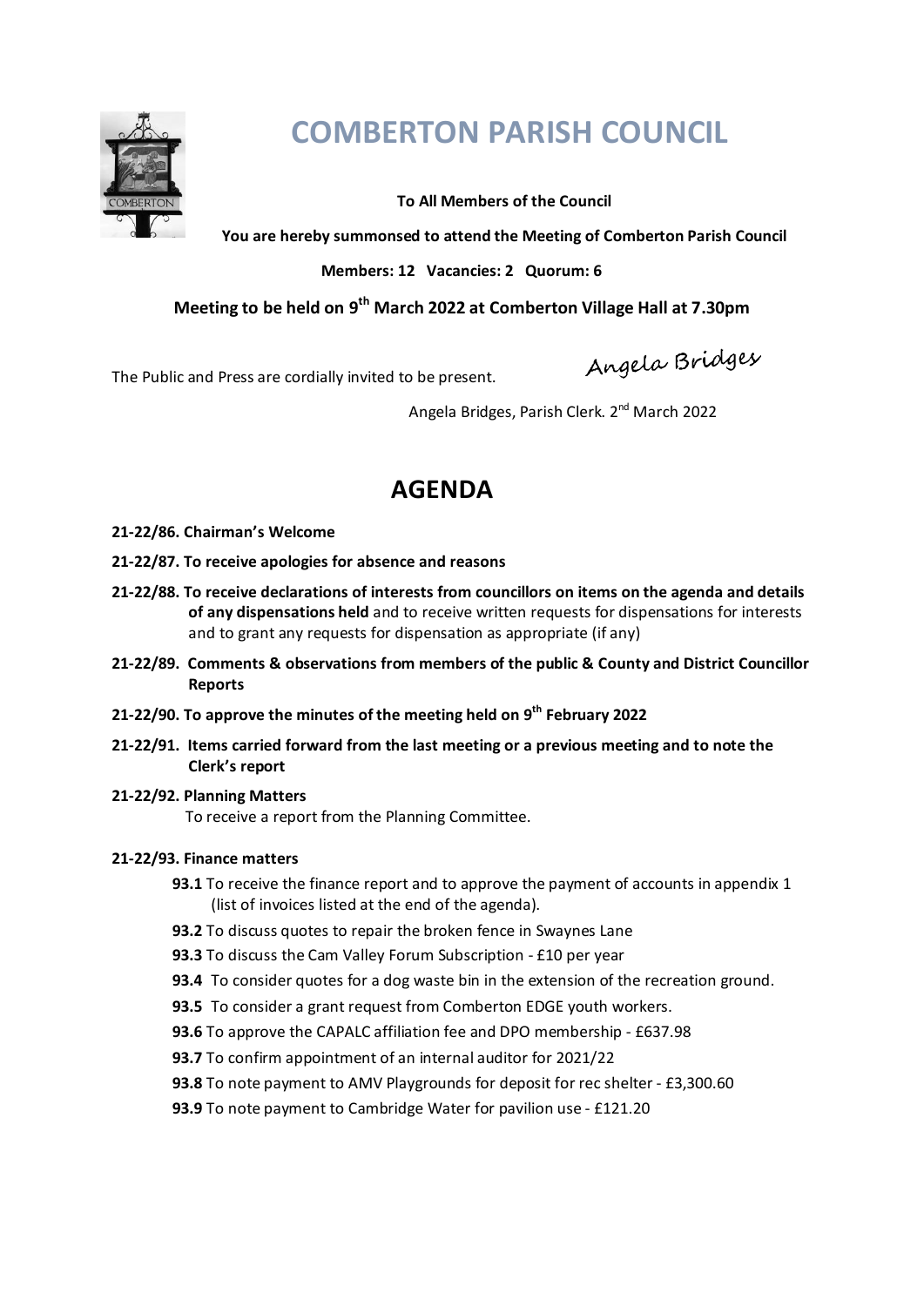# COMBERTON PARISH COUNCIL

**To All Members of the Council**

**You are hereby summonsed to attend the Meeting of Comberton Parish Council**

**Members: 12 Vacancies: 2 Quorum: 6**

**Meeting to be held on 9th March 2022 at Comberton Village Hall at 7.30pm**

The Public and Press are cordially invited to be present.

Angela Bridges

Angela Bridges, Parish Clerk. 2nd March 2022

## AGENDA

**21-22/86. Chairman's Welcome**

**21-22/87. To receive apologies for absence and reasons**

**21-22/88. To receive declarations of interests from councillors on items on the agenda and details of any dispensations held** and to receive written requests for dispensations for interests and to grant any requests for dispensation as appropriate (if any)

**21-22/89. Comments & observations from members of the public & County and District Councillor Reports**

**21-22/90. To approve the minutes of the meeting held on 9th February 2022**

**21-22/91. Items carried forward from the last meeting or a previous meeting and to note the Clerk's report**

**21-22/92. Planning Matters**

To receive a report from the Planning Committee.

**21-22/93. Finance matters**

- **93.1** To receive the finance report and to approve the payment of accounts in appendix 1 (list of invoices listed at the end of the agenda).
- **93.2** To discuss quotes to repair the broken fence in Swaynes Lane
- **93.3** To discuss the Cam Valley Forum Subscription - £10 per year
- **93.4** To consider quotes for a dog waste bin in the extension of the recreation ground.
- **93.5** To consider a grant request from Comberton EDGE youth workers.
- **93.6** To approve the CAPALC affiliation fee and DPO membership - £637.98
- **93.7** To confirm appointment of an internal auditor for 2021/22
- **93.8** To note payment to AMV Playgrounds for deposit for rec shelter - £3,300.60
- **93.9** To note payment to Cambridge Water for pavilion use - £121.20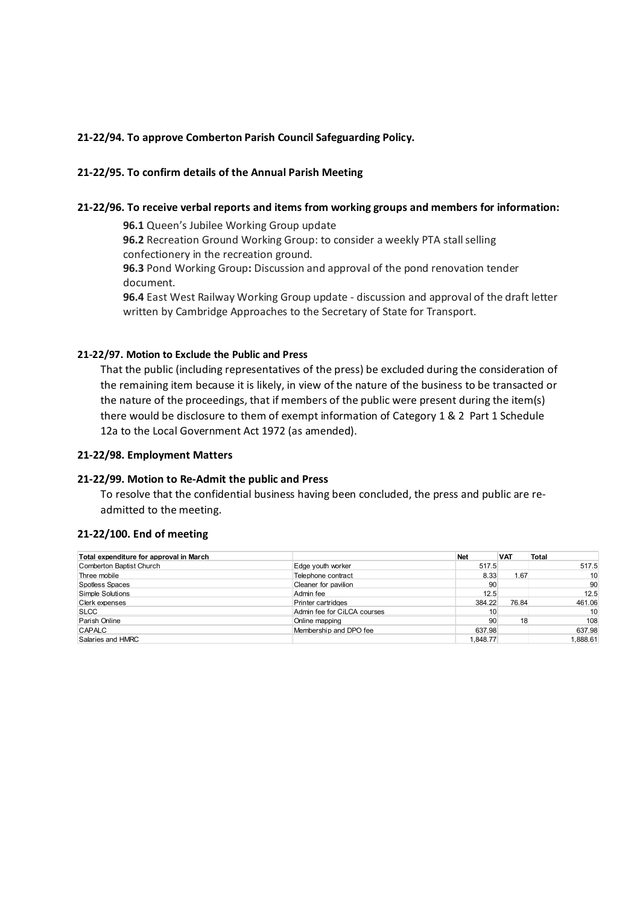**21-22/94. To approve Comberton Parish Council Safeguarding Policy.**

**21-22/95. To confirm details of the Annual Parish Meeting**

**21-22/96. To receive verbal reports and items from working groups and members for information:**

> **96.1** Queen's Jubilee Working Group update
> **96.2** Recreation Ground Working Group: to consider a weekly PTA stall selling confectionery in the recreation ground.
> **96.3** Pond Working Group**:** Discussion and approval of the pond renovation tender document.
> **96.4** East West Railway Working Group update - discussion and approval of the draft letter written by Cambridge Approaches to the Secretary of State for Transport.

**21-22/97. Motion to Exclude the Public and Press**

That the public (including representatives of the press) be excluded during the consideration of the remaining item because it is likely, in view of the nature of the business to be transacted or the nature of the proceedings, that if members of the public were present during the item(s) there would be disclosure to them of exempt information of Category 1 & 2 Part 1 Schedule 12a to the Local Government Act 1972 (as amended).

**21-22/98. Employment Matters**

**21-22/99. Motion to Re-Admit the public and Press**

To resolve that the confidential business having been concluded, the press and public are re-admitted to the meeting.

**21-22/100. End of meeting**

| Total expenditure for approval in March | | Net | VAT | Total |
|---|---|---|---|---|
| Comberton Baptist Church | Edge youth worker | 517.5 | | 517.5 |
| Three mobile | Telephone contract | 8.33 | 1.67 | 10 |
| Spotless Spaces | Cleaner for pavilion | 90 | | 90 |
| Simple Solutions | Admin fee | 12.5 | | 12.5 |
| Clerk expenses | Printer cartridges | 384.22 | 76.84 | 461.06 |
| SLCC | Admin fee for CiLCA courses | 10 | | 10 |
| Parish Online | Online mapping | 90 | 18 | 108 |
| CAPALC | Membership and DPO fee | 637.98 | | 637.98 |
| Salaries and HMRC | | 1,848.77 | | 1,888.61 |